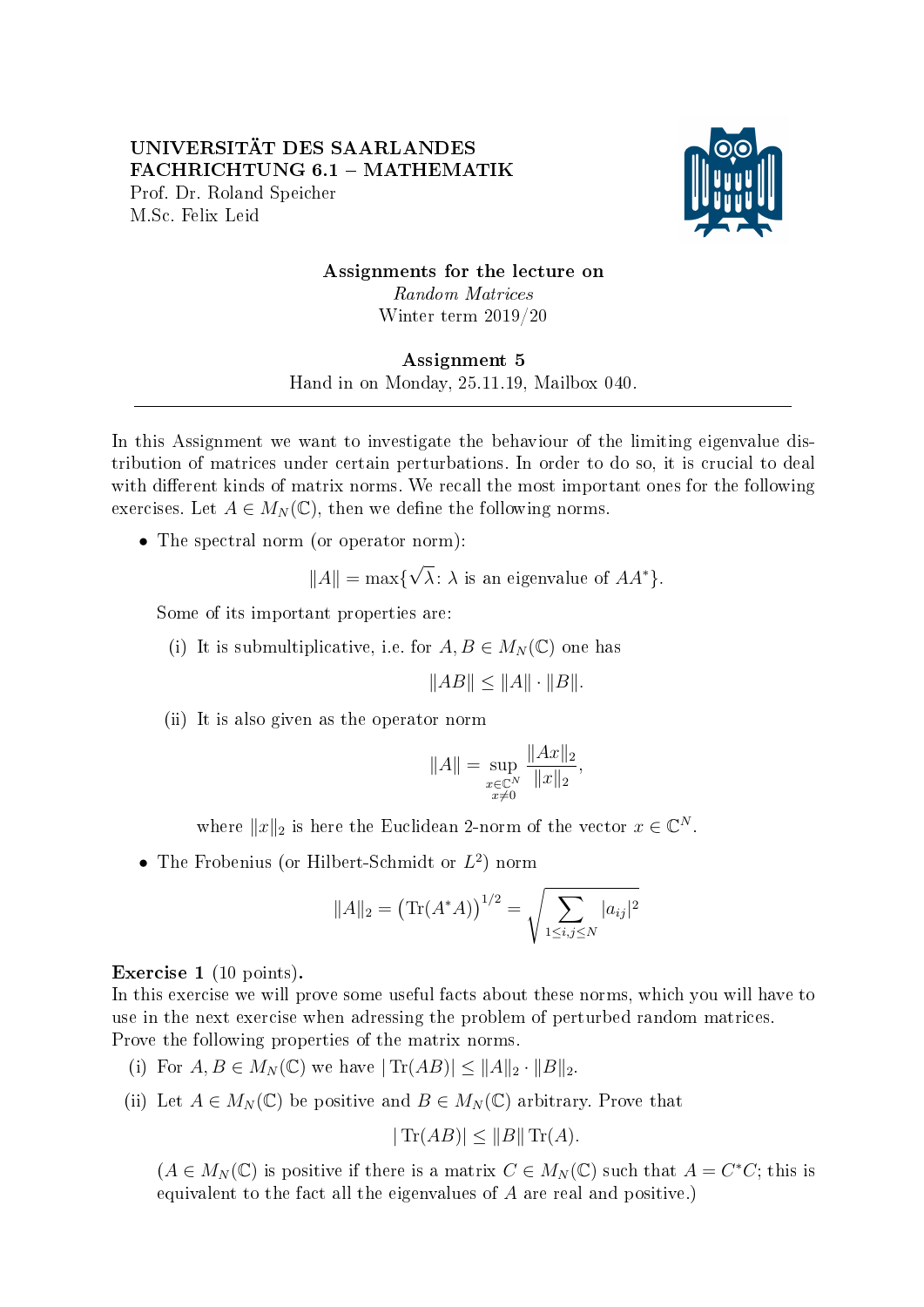UNIVERSITÄT DES SAARLANDES
FACHRICHTUNG 6.1 – MATHEMATIK
Prof. Dr. Roland Speicher
M.Sc. Felix Leid

**Assignments for the lecture on**
*Random Matrices*
Winter term 2019/20

**Assignment 5**
Hand in on Monday, 25.11.19, Mailbox 040.

---

In this Assignment we want to investigate the behaviour of the limiting eigenvalue distribution of matrices under certain perturbations. In order to do so, it is crucial to deal with different kinds of matrix norms. We recall the most important ones for the following exercises. Let $A \in M_N(\mathbb{C})$, then we define the following norms.

- The spectral norm (or operator norm):

$$\|A\| = \max\{\sqrt{\lambda} \colon \lambda \text{ is an eigenvalue of } AA^*\}.$$

  Some of its important properties are:

  (i) It is submultiplicative, i.e. for $A, B \in M_N(\mathbb{C})$ one has

$$\|AB\| \leq \|A\| \cdot \|B\|.$$

  (ii) It is also given as the operator norm

$$\|A\| = \sup_{\substack{x \in \mathbb{C}^N \\ x \neq 0}} \frac{\|Ax\|_2}{\|x\|_2},$$

  where $\|x\|_2$ is here the Euclidean 2-norm of the vector $x \in \mathbb{C}^N$.

- The Frobenius (or Hilbert-Schmidt or $L^2$) norm

$$\|A\|_2 = \left(\operatorname{Tr}(A^*A)\right)^{1/2} = \sqrt{\sum_{1 \leq i,j \leq N} |a_{ij}|^2}$$

**Exercise 1** (10 points).
In this exercise we will prove some useful facts about these norms, which you will have to use in the next exercise when adressing the problem of perturbed random matrices.
Prove the following properties of the matrix norms.

(i) For $A, B \in M_N(\mathbb{C})$ we have $|\operatorname{Tr}(AB)| \leq \|A\|_2 \cdot \|B\|_2$.

(ii) Let $A \in M_N(\mathbb{C})$ be positive and $B \in M_N(\mathbb{C})$ arbitrary. Prove that

$$|\operatorname{Tr}(AB)| \leq \|B\| \operatorname{Tr}(A).$$

($A \in M_N(\mathbb{C})$ is positive if there is a matrix $C \in M_N(\mathbb{C})$ such that $A = C^*C$; this is equivalent to the fact all the eigenvalues of $A$ are real and positive.)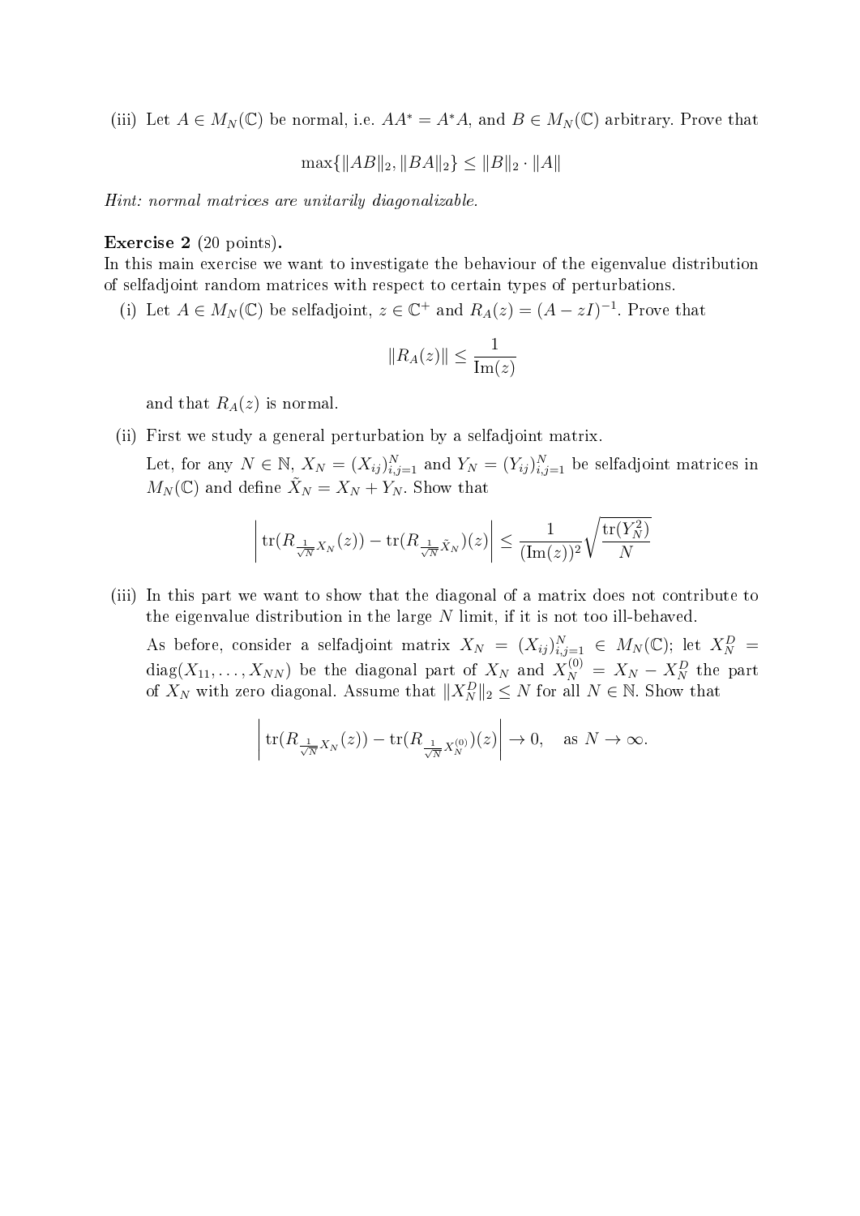(iii) Let $A \in M_N(\mathbb{C})$ be normal, i.e. $AA^* = A^*A$, and $B \in M_N(\mathbb{C})$ arbitrary. Prove that

$$\max\{\|AB\|_2, \|BA\|_2\} \leq \|B\|_2 \cdot \|A\|$$

*Hint: normal matrices are unitarily diagonalizable.*

**Exercise 2** (20 points).
In this main exercise we want to investigate the behaviour of the eigenvalue distribution of selfadjoint random matrices with respect to certain types of perturbations.

(i) Let $A \in M_N(\mathbb{C})$ be selfadjoint, $z \in \mathbb{C}^+$ and $R_A(z) = (A - zI)^{-1}$. Prove that

$$\|R_A(z)\| \leq \frac{1}{\mathrm{Im}(z)}$$

and that $R_A(z)$ is normal.

(ii) First we study a general perturbation by a selfadjoint matrix.

Let, for any $N \in \mathbb{N}$, $X_N = (X_{ij})_{i,j=1}^N$ and $Y_N = (Y_{ij})_{i,j=1}^N$ be selfadjoint matrices in $M_N(\mathbb{C})$ and define $\tilde{X}_N = X_N + Y_N$. Show that

$$\left| \mathrm{tr}(R_{\frac{1}{\sqrt{N}}X_N}(z)) - \mathrm{tr}(R_{\frac{1}{\sqrt{N}}\tilde{X}_N})(z) \right| \leq \frac{1}{(\mathrm{Im}(z))^2} \sqrt{\frac{\mathrm{tr}(Y_N^2)}{N}}$$

(iii) In this part we want to show that the diagonal of a matrix does not contribute to the eigenvalue distribution in the large $N$ limit, if it is not too ill-behaved.

As before, consider a selfadjoint matrix $X_N = (X_{ij})_{i,j=1}^N \in M_N(\mathbb{C})$; let $X_N^D = \mathrm{diag}(X_{11}, \ldots, X_{NN})$ be the diagonal part of $X_N$ and $X_N^{(0)} = X_N - X_N^D$ the part of $X_N$ with zero diagonal. Assume that $\|X_N^D\|_2 \leq N$ for all $N \in \mathbb{N}$. Show that

$$\left| \mathrm{tr}(R_{\frac{1}{\sqrt{N}}X_N}(z)) - \mathrm{tr}(R_{\frac{1}{\sqrt{N}}X_N^{(0)}})(z) \right| \to 0, \quad \text{as } N \to \infty.$$